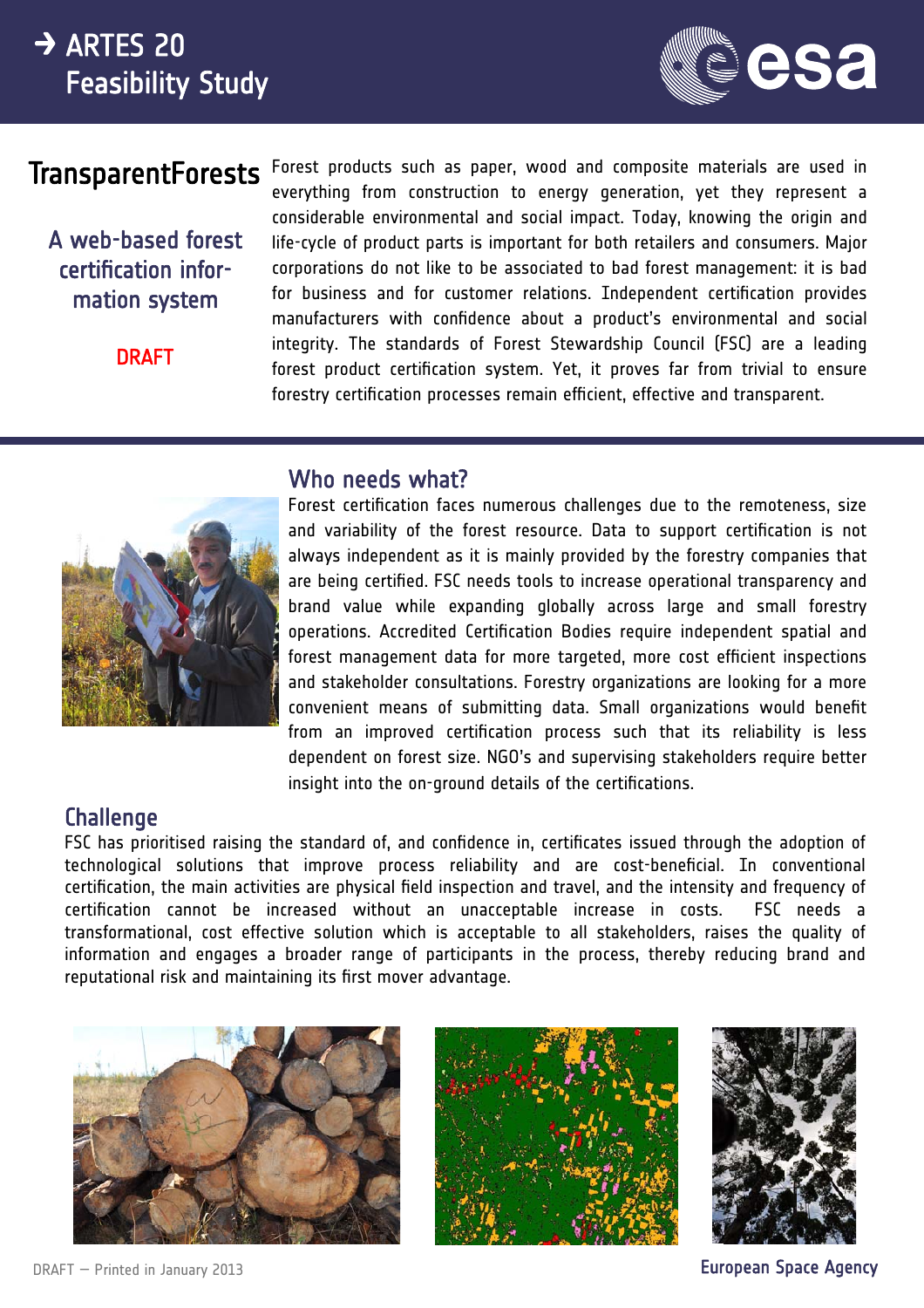→ ARTES 20
Feasibility Study

# TransparentForests

## A web-based forest certification information system

DRAFT

Forest products such as paper, wood and composite materials are used in everything from construction to energy generation, yet they represent a considerable environmental and social impact. Today, knowing the origin and life-cycle of product parts is important for both retailers and consumers. Major corporations do not like to be associated to bad forest management: it is bad for business and for customer relations. Independent certification provides manufacturers with confidence about a product's environmental and social integrity. The standards of Forest Stewardship Council (FSC) are a leading forest product certification system. Yet, it proves far from trivial to ensure forestry certification processes remain efficient, effective and transparent.

## Who needs what?

Forest certification faces numerous challenges due to the remoteness, size and variability of the forest resource. Data to support certification is not always independent as it is mainly provided by the forestry companies that are being certified. FSC needs tools to increase operational transparency and brand value while expanding globally across large and small forestry operations. Accredited Certification Bodies require independent spatial and forest management data for more targeted, more cost efficient inspections and stakeholder consultations. Forestry organizations are looking for a more convenient means of submitting data. Small organizations would benefit from an improved certification process such that its reliability is less dependent on forest size. NGO's and supervising stakeholders require better insight into the on-ground details of the certifications.

## Challenge

FSC has prioritised raising the standard of, and confidence in, certificates issued through the adoption of technological solutions that improve process reliability and are cost-beneficial. In conventional certification, the main activities are physical field inspection and travel, and the intensity and frequency of certification cannot be increased without an unacceptable increase in costs. FSC needs a transformational, cost effective solution which is acceptable to all stakeholders, raises the quality of information and engages a broader range of participants in the process, thereby reducing brand and reputational risk and maintaining its first mover advantage.

DRAFT — Printed in January 2013

European Space Agency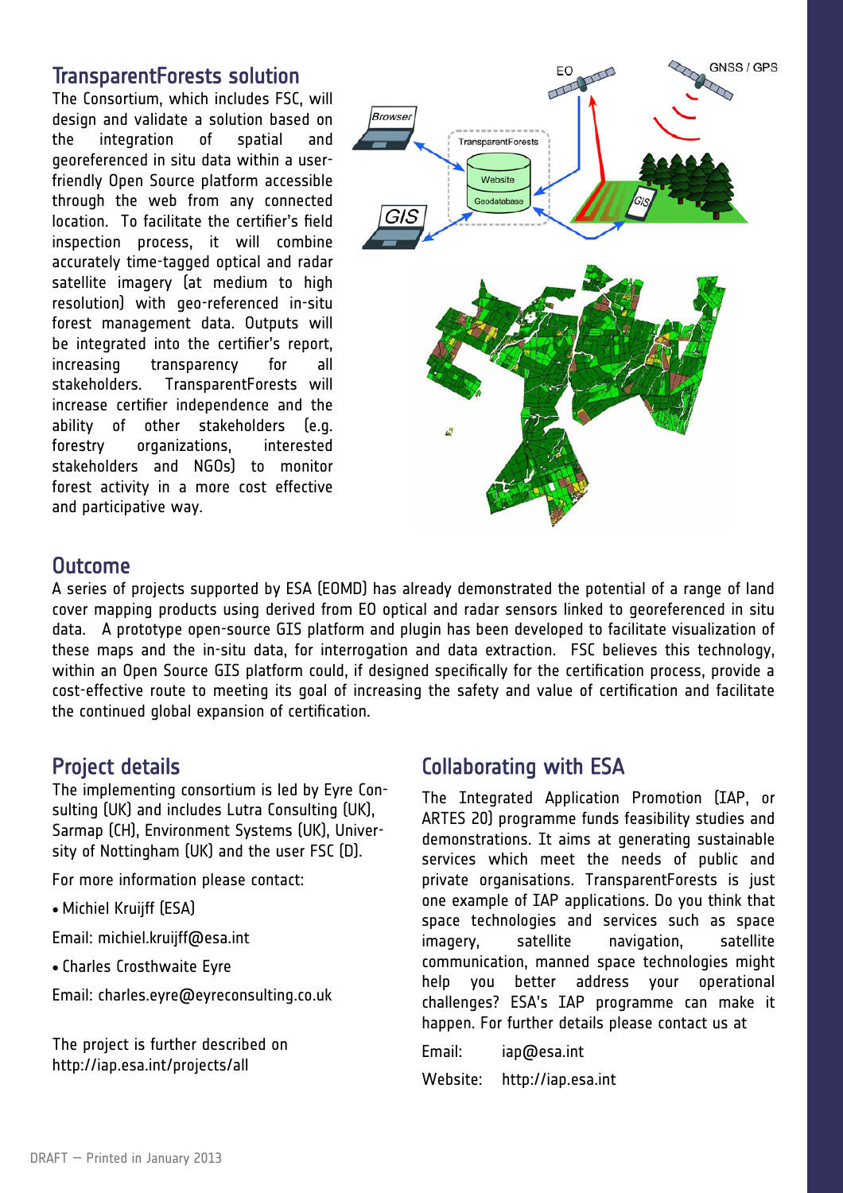## TransparentForests solution

The Consortium, which includes FSC, will design and validate a solution based on the integration of spatial and georeferenced in situ data within a user-friendly Open Source platform accessible through the web from any connected location. To facilitate the certifier's field inspection process, it will combine accurately time-tagged optical and radar satellite imagery (at medium to high resolution) with geo-referenced in-situ forest management data. Outputs will be integrated into the certifier's report, increasing transparency for all stakeholders. TransparentForests will increase certifier independence and the ability of other stakeholders (e.g. forestry organizations, interested stakeholders and NGOs) to monitor forest activity in a more cost effective and participative way.

EO

GNSS / GPS

Browser

TransparentForests

Website

Geodatabase

GIS

GIS

## Outcome

A series of projects supported by ESA (EOMD) has already demonstrated the potential of a range of land cover mapping products using derived from EO optical and radar sensors linked to georeferenced in situ data. A prototype open-source GIS platform and plugin has been developed to facilitate visualization of these maps and the in-situ data, for interrogation and data extraction. FSC believes this technology, within an Open Source GIS platform could, if designed specifically for the certification process, provide a cost-effective route to meeting its goal of increasing the safety and value of certification and facilitate the continued global expansion of certification.

## Project details

The implementing consortium is led by Eyre Consulting (UK) and includes Lutra Consulting (UK), Sarmap (CH), Environment Systems (UK), University of Nottingham (UK) and the user FSC (D).

For more information please contact:

- Michiel Kruijff (ESA)

Email: michiel.kruijff@esa.int

- Charles Crosthwaite Eyre

Email: charles.eyre@eyreconsulting.co.uk

The project is further described on http://iap.esa.int/projects/all

## Collaborating with ESA

The Integrated Application Promotion (IAP, or ARTES 20) programme funds feasibility studies and demonstrations. It aims at generating sustainable services which meet the needs of public and private organisations. TransparentForests is just one example of IAP applications. Do you think that space technologies and services such as space imagery, satellite navigation, satellite communication, manned space technologies might help you better address your operational challenges? ESA's IAP programme can make it happen. For further details please contact us at

Email: iap@esa.int

Website: http://iap.esa.int

DRAFT — Printed in January 2013